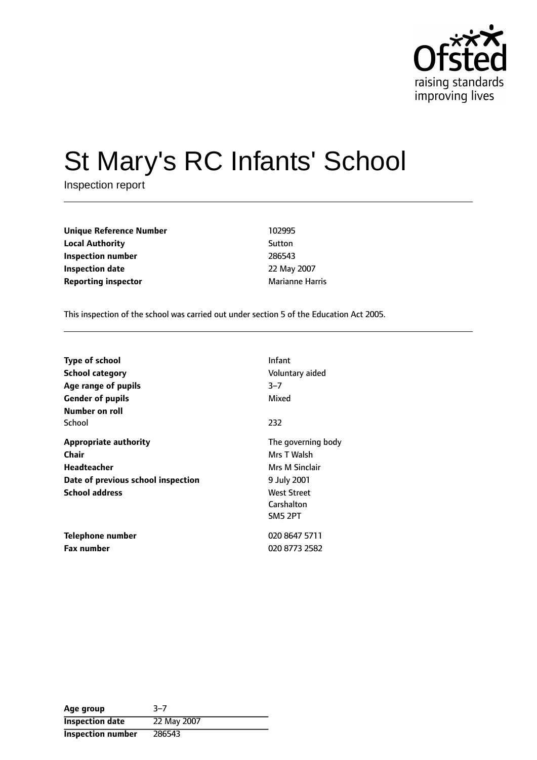# St Mary's RC Infants' School

Inspection report

| | |
|---|---|
| **Unique Reference Number** | 102995 |
| **Local Authority** | Sutton |
| **Inspection number** | 286543 |
| **Inspection date** | 22 May 2007 |
| **Reporting inspector** | Marianne Harris |

This inspection of the school was carried out under section 5 of the Education Act 2005.

| | |
|---|---|
| **Type of school** | Infant |
| **School category** | Voluntary aided |
| **Age range of pupils** | 3–7 |
| **Gender of pupils** | Mixed |
| **Number on roll** | |
| School | 232 |
| **Appropriate authority** | The governing body |
| **Chair** | Mrs T Walsh |
| **Headteacher** | Mrs M Sinclair |
| **Date of previous school inspection** | 9 July 2001 |
| **School address** | West Street<br>Carshalton<br>SM5 2PT |
| **Telephone number** | 020 8647 5711 |
| **Fax number** | 020 8773 2582 |

| | |
|---|---|
| **Age group** | 3–7 |
| **Inspection date** | 22 May 2007 |
| **Inspection number** | 286543 |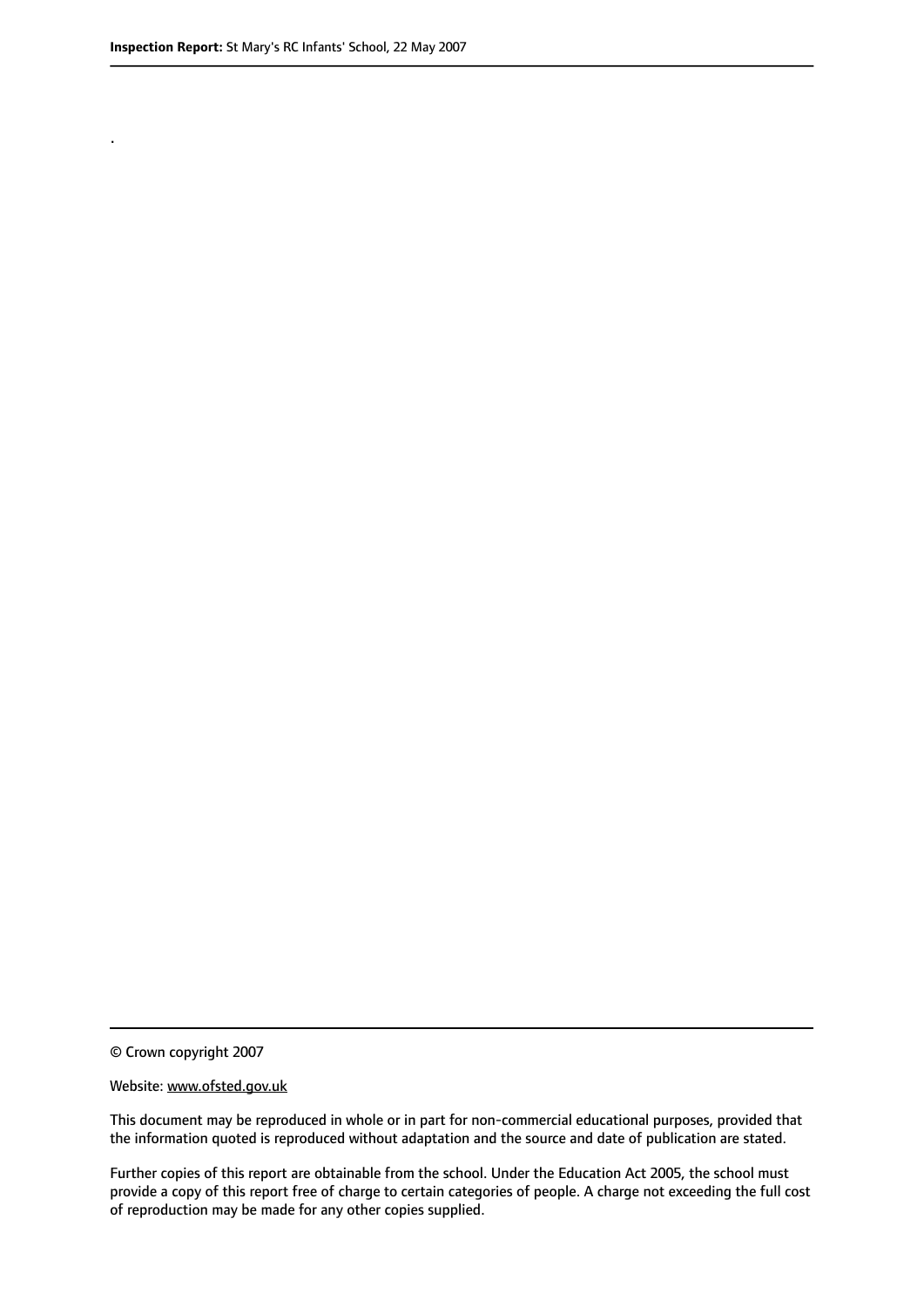.

© Crown copyright 2007

Website: www.ofsted.gov.uk

This document may be reproduced in whole or in part for non-commercial educational purposes, provided that the information quoted is reproduced without adaptation and the source and date of publication are stated.

Further copies of this report are obtainable from the school. Under the Education Act 2005, the school must provide a copy of this report free of charge to certain categories of people. A charge not exceeding the full cost of reproduction may be made for any other copies supplied.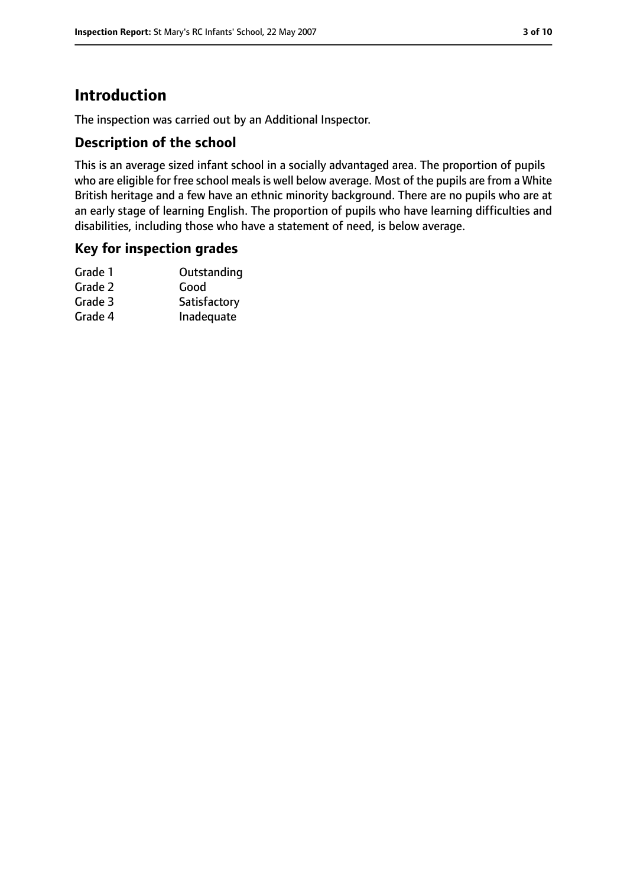# Introduction

The inspection was carried out by an Additional Inspector.

## Description of the school

This is an average sized infant school in a socially advantaged area. The proportion of pupils who are eligible for free school meals is well below average. Most of the pupils are from a White British heritage and a few have an ethnic minority background. There are no pupils who are at an early stage of learning English. The proportion of pupils who have learning difficulties and disabilities, including those who have a statement of need, is below average.

## Key for inspection grades

| | |
|---|---|
| Grade 1 | Outstanding |
| Grade 2 | Good |
| Grade 3 | Satisfactory |
| Grade 4 | Inadequate |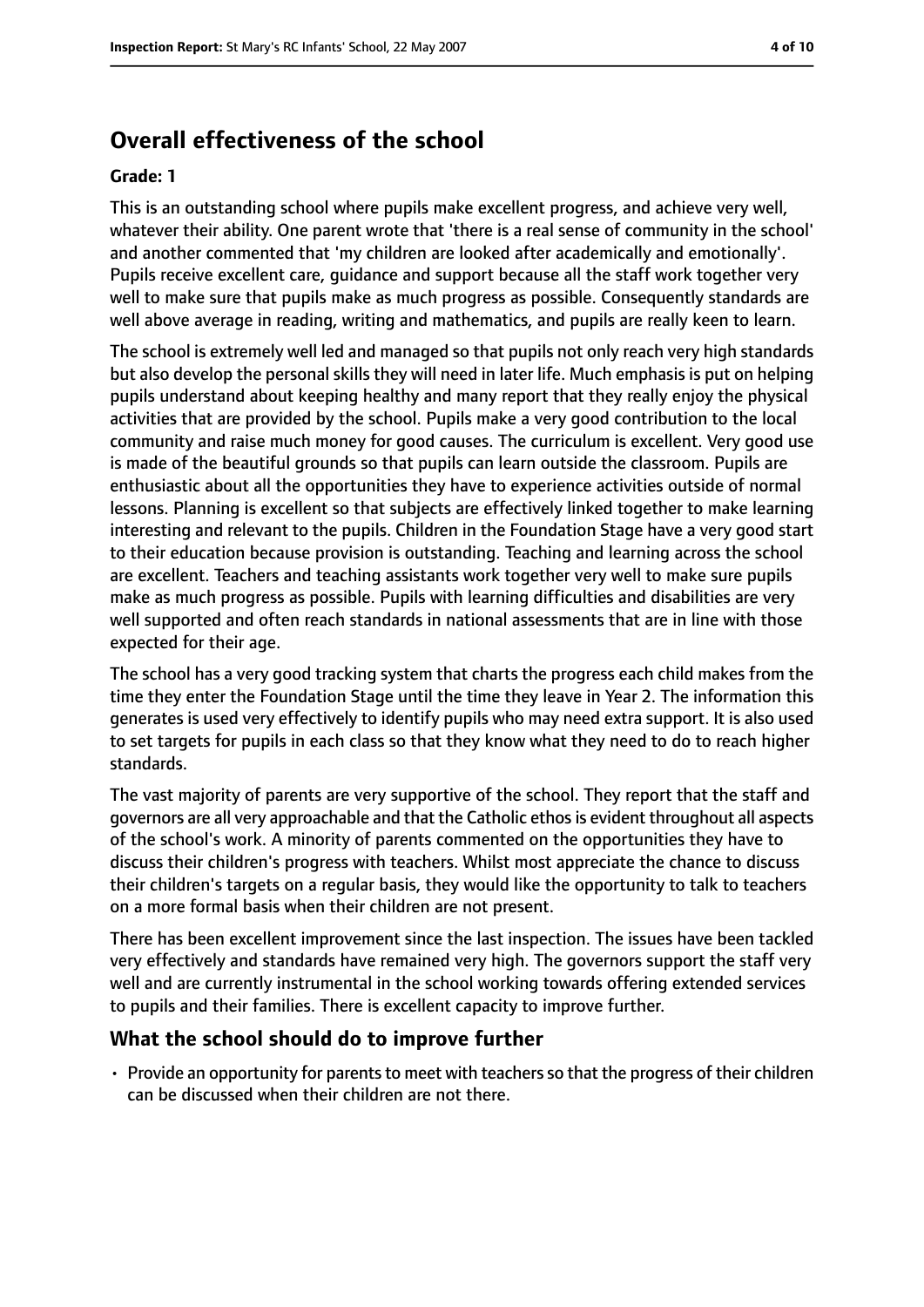## Overall effectiveness of the school

**Grade: 1**

This is an outstanding school where pupils make excellent progress, and achieve very well, whatever their ability. One parent wrote that 'there is a real sense of community in the school' and another commented that 'my children are looked after academically and emotionally'. Pupils receive excellent care, guidance and support because all the staff work together very well to make sure that pupils make as much progress as possible. Consequently standards are well above average in reading, writing and mathematics, and pupils are really keen to learn.

The school is extremely well led and managed so that pupils not only reach very high standards but also develop the personal skills they will need in later life. Much emphasis is put on helping pupils understand about keeping healthy and many report that they really enjoy the physical activities that are provided by the school. Pupils make a very good contribution to the local community and raise much money for good causes. The curriculum is excellent. Very good use is made of the beautiful grounds so that pupils can learn outside the classroom. Pupils are enthusiastic about all the opportunities they have to experience activities outside of normal lessons. Planning is excellent so that subjects are effectively linked together to make learning interesting and relevant to the pupils. Children in the Foundation Stage have a very good start to their education because provision is outstanding. Teaching and learning across the school are excellent. Teachers and teaching assistants work together very well to make sure pupils make as much progress as possible. Pupils with learning difficulties and disabilities are very well supported and often reach standards in national assessments that are in line with those expected for their age.

The school has a very good tracking system that charts the progress each child makes from the time they enter the Foundation Stage until the time they leave in Year 2. The information this generates is used very effectively to identify pupils who may need extra support. It is also used to set targets for pupils in each class so that they know what they need to do to reach higher standards.

The vast majority of parents are very supportive of the school. They report that the staff and governors are all very approachable and that the Catholic ethos is evident throughout all aspects of the school's work. A minority of parents commented on the opportunities they have to discuss their children's progress with teachers. Whilst most appreciate the chance to discuss their children's targets on a regular basis, they would like the opportunity to talk to teachers on a more formal basis when their children are not present.

There has been excellent improvement since the last inspection. The issues have been tackled very effectively and standards have remained very high. The governors support the staff very well and are currently instrumental in the school working towards offering extended services to pupils and their families. There is excellent capacity to improve further.

### What the school should do to improve further

- Provide an opportunity for parents to meet with teachers so that the progress of their children can be discussed when their children are not there.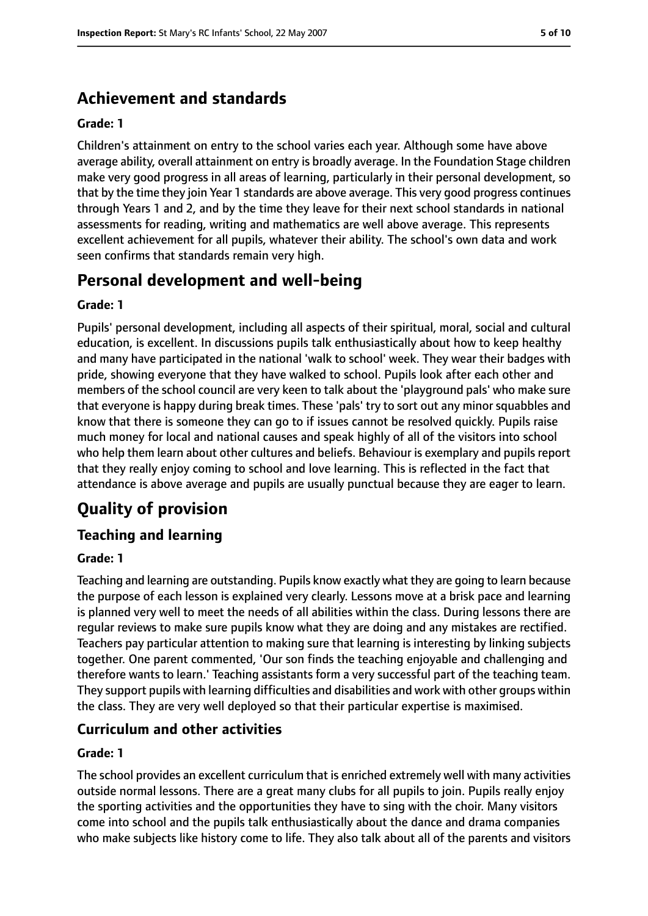## Achievement and standards

**Grade: 1**

Children's attainment on entry to the school varies each year. Although some have above average ability, overall attainment on entry is broadly average. In the Foundation Stage children make very good progress in all areas of learning, particularly in their personal development, so that by the time they join Year 1 standards are above average. This very good progress continues through Years 1 and 2, and by the time they leave for their next school standards in national assessments for reading, writing and mathematics are well above average. This represents excellent achievement for all pupils, whatever their ability. The school's own data and work seen confirms that standards remain very high.

## Personal development and well-being

**Grade: 1**

Pupils' personal development, including all aspects of their spiritual, moral, social and cultural education, is excellent. In discussions pupils talk enthusiastically about how to keep healthy and many have participated in the national 'walk to school' week. They wear their badges with pride, showing everyone that they have walked to school. Pupils look after each other and members of the school council are very keen to talk about the 'playground pals' who make sure that everyone is happy during break times. These 'pals' try to sort out any minor squabbles and know that there is someone they can go to if issues cannot be resolved quickly. Pupils raise much money for local and national causes and speak highly of all of the visitors into school who help them learn about other cultures and beliefs. Behaviour is exemplary and pupils report that they really enjoy coming to school and love learning. This is reflected in the fact that attendance is above average and pupils are usually punctual because they are eager to learn.

# Quality of provision

### Teaching and learning

**Grade: 1**

Teaching and learning are outstanding. Pupils know exactly what they are going to learn because the purpose of each lesson is explained very clearly. Lessons move at a brisk pace and learning is planned very well to meet the needs of all abilities within the class. During lessons there are regular reviews to make sure pupils know what they are doing and any mistakes are rectified. Teachers pay particular attention to making sure that learning is interesting by linking subjects together. One parent commented, 'Our son finds the teaching enjoyable and challenging and therefore wants to learn.' Teaching assistants form a very successful part of the teaching team. They support pupils with learning difficulties and disabilities and work with other groups within the class. They are very well deployed so that their particular expertise is maximised.

### Curriculum and other activities

**Grade: 1**

The school provides an excellent curriculum that is enriched extremely well with many activities outside normal lessons. There are a great many clubs for all pupils to join. Pupils really enjoy the sporting activities and the opportunities they have to sing with the choir. Many visitors come into school and the pupils talk enthusiastically about the dance and drama companies who make subjects like history come to life. They also talk about all of the parents and visitors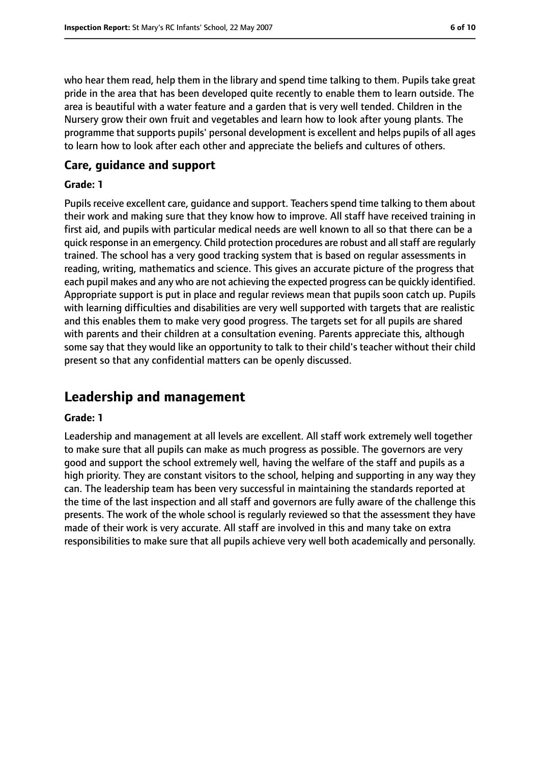who hear them read, help them in the library and spend time talking to them. Pupils take great pride in the area that has been developed quite recently to enable them to learn outside. The area is beautiful with a water feature and a garden that is very well tended. Children in the Nursery grow their own fruit and vegetables and learn how to look after young plants. The programme that supports pupils' personal development is excellent and helps pupils of all ages to learn how to look after each other and appreciate the beliefs and cultures of others.

### Care, guidance and support

#### Grade: 1

Pupils receive excellent care, guidance and support. Teachers spend time talking to them about their work and making sure that they know how to improve. All staff have received training in first aid, and pupils with particular medical needs are well known to all so that there can be a quick response in an emergency. Child protection procedures are robust and all staff are regularly trained. The school has a very good tracking system that is based on regular assessments in reading, writing, mathematics and science. This gives an accurate picture of the progress that each pupil makes and any who are not achieving the expected progress can be quickly identified. Appropriate support is put in place and regular reviews mean that pupils soon catch up. Pupils with learning difficulties and disabilities are very well supported with targets that are realistic and this enables them to make very good progress. The targets set for all pupils are shared with parents and their children at a consultation evening. Parents appreciate this, although some say that they would like an opportunity to talk to their child's teacher without their child present so that any confidential matters can be openly discussed.

## Leadership and management

#### Grade: 1

Leadership and management at all levels are excellent. All staff work extremely well together to make sure that all pupils can make as much progress as possible. The governors are very good and support the school extremely well, having the welfare of the staff and pupils as a high priority. They are constant visitors to the school, helping and supporting in any way they can. The leadership team has been very successful in maintaining the standards reported at the time of the last inspection and all staff and governors are fully aware of the challenge this presents. The work of the whole school is regularly reviewed so that the assessment they have made of their work is very accurate. All staff are involved in this and many take on extra responsibilities to make sure that all pupils achieve very well both academically and personally.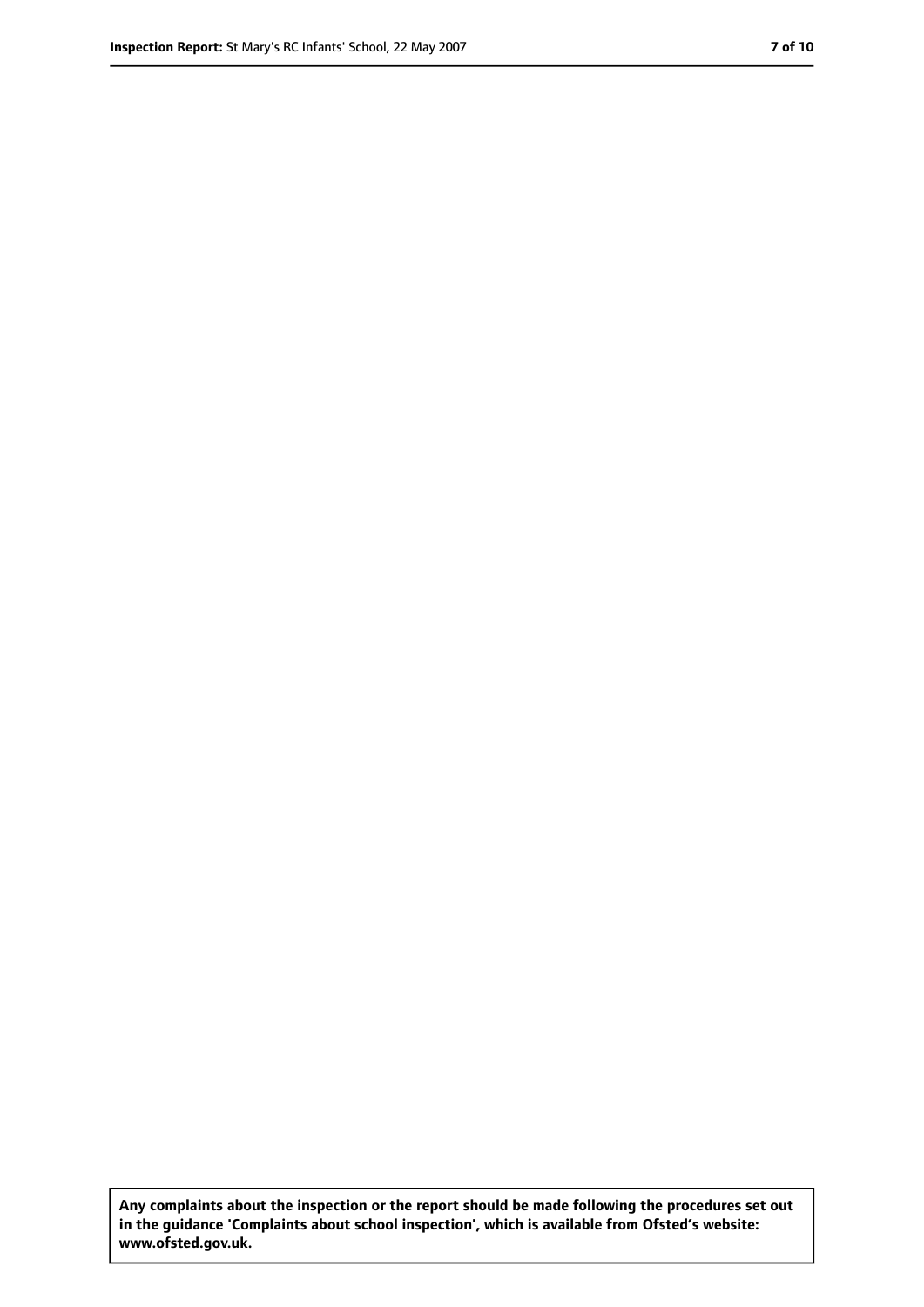**Any complaints about the inspection or the report should be made following the procedures set out in the guidance 'Complaints about school inspection', which is available from Ofsted's website: www.ofsted.gov.uk.**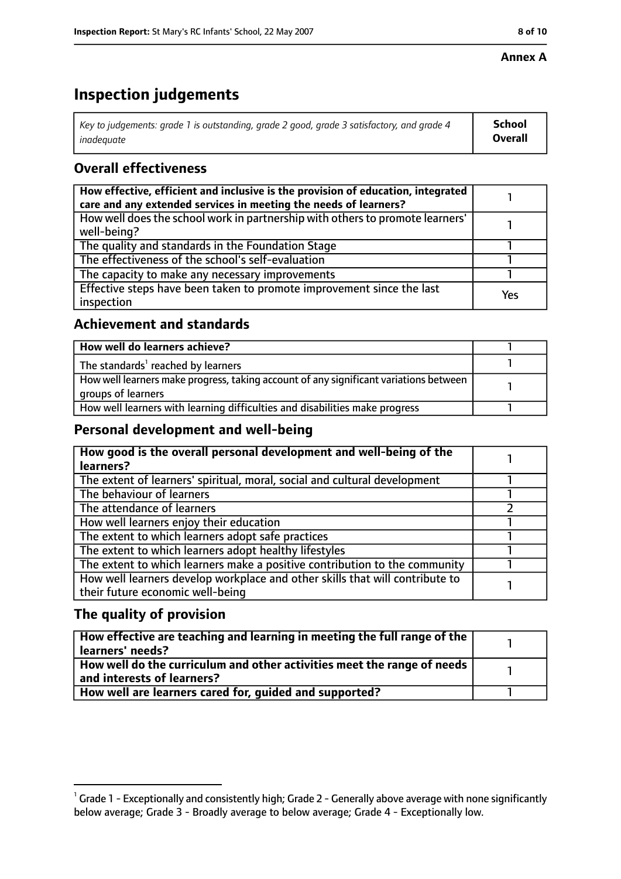**Annex A**

# Inspection judgements

| *Key to judgements: grade 1 is outstanding, grade 2 good, grade 3 satisfactory, and grade 4 inadequate* | **School Overall** |
|---|---|

## Overall effectiveness

| | |
|---|---|
| **How effective, efficient and inclusive is the provision of education, integrated care and any extended services in meeting the needs of learners?** | 1 |
| How well does the school work in partnership with others to promote learners' well-being? | 1 |
| The quality and standards in the Foundation Stage | 1 |
| The effectiveness of the school's self-evaluation | 1 |
| The capacity to make any necessary improvements | 1 |
| Effective steps have been taken to promote improvement since the last inspection | Yes |

## Achievement and standards

| | |
|---|---|
| **How well do learners achieve?** | 1 |
| The standards[1] reached by learners | 1 |
| How well learners make progress, taking account of any significant variations between groups of learners | 1 |
| How well learners with learning difficulties and disabilities make progress | 1 |

## Personal development and well-being

| | |
|---|---|
| **How good is the overall personal development and well-being of the learners?** | 1 |
| The extent of learners' spiritual, moral, social and cultural development | 1 |
| The behaviour of learners | 1 |
| The attendance of learners | 2 |
| How well learners enjoy their education | 1 |
| The extent to which learners adopt safe practices | 1 |
| The extent to which learners adopt healthy lifestyles | 1 |
| The extent to which learners make a positive contribution to the community | 1 |
| How well learners develop workplace and other skills that will contribute to their future economic well-being | 1 |

## The quality of provision

| | |
|---|---|
| **How effective are teaching and learning in meeting the full range of the learners' needs?** | 1 |
| **How well do the curriculum and other activities meet the range of needs and interests of learners?** | 1 |
| **How well are learners cared for, guided and supported?** | 1 |

[1] Grade 1 - Exceptionally and consistently high; Grade 2 - Generally above average with none significantly below average; Grade 3 - Broadly average to below average; Grade 4 - Exceptionally low.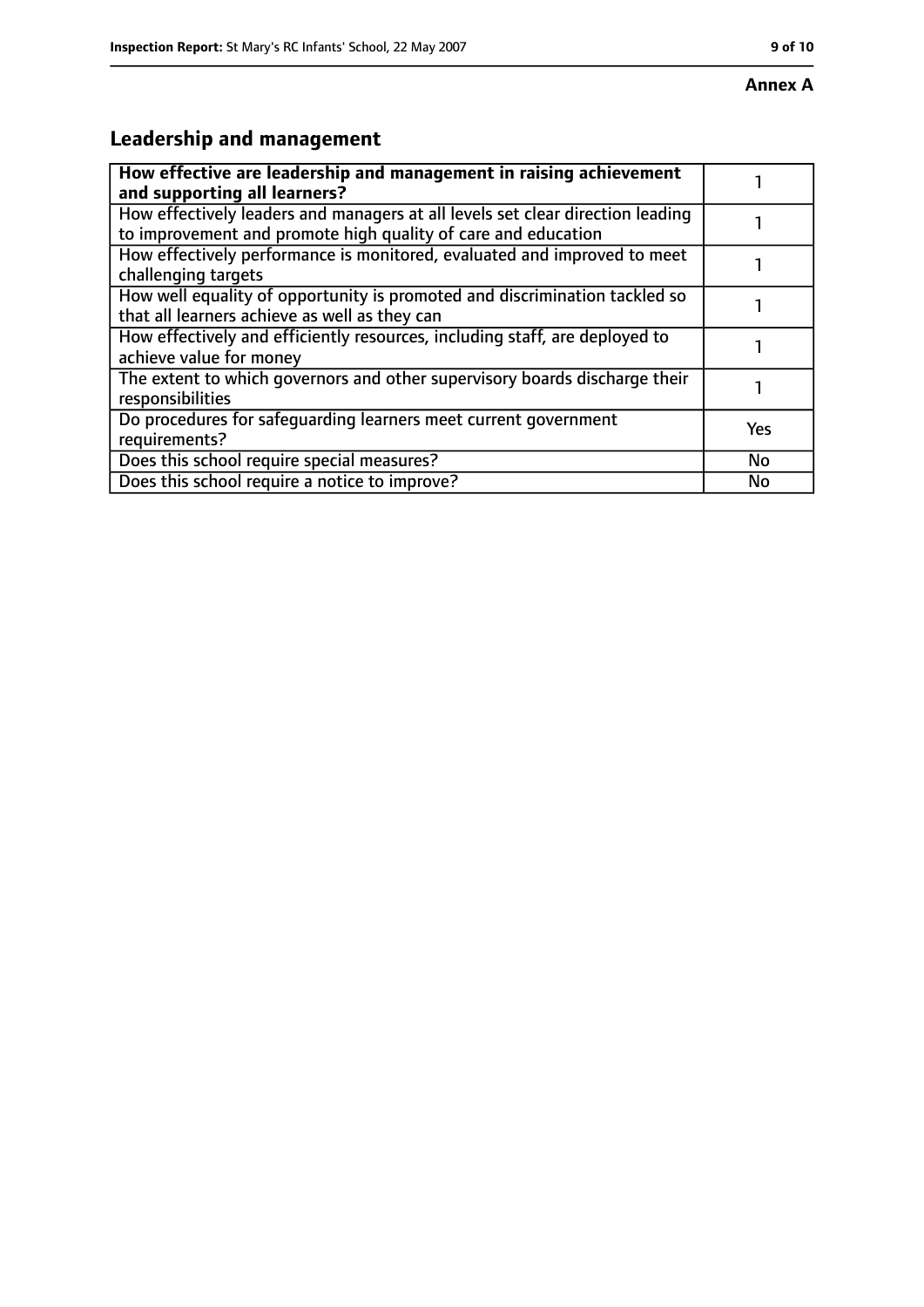**Annex A**

## Leadership and management

| **How effective are leadership and management in raising achievement and supporting all learners?** | 1 |
|---|---|
| How effectively leaders and managers at all levels set clear direction leading to improvement and promote high quality of care and education | 1 |
| How effectively performance is monitored, evaluated and improved to meet challenging targets | 1 |
| How well equality of opportunity is promoted and discrimination tackled so that all learners achieve as well as they can | 1 |
| How effectively and efficiently resources, including staff, are deployed to achieve value for money | 1 |
| The extent to which governors and other supervisory boards discharge their responsibilities | 1 |
| Do procedures for safeguarding learners meet current government requirements? | Yes |
| Does this school require special measures? | No |
| Does this school require a notice to improve? | No |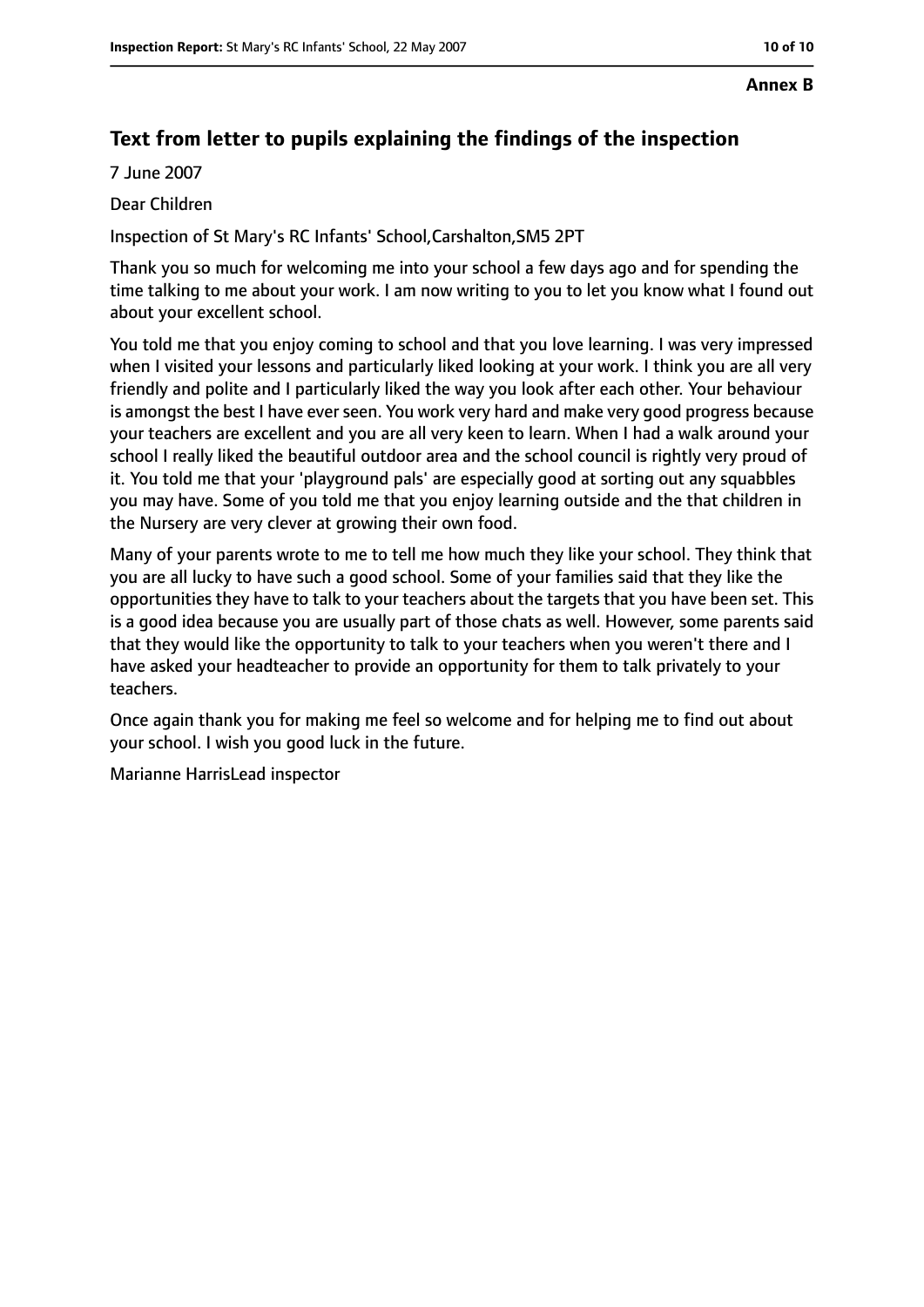**Annex B**

## Text from letter to pupils explaining the findings of the inspection

7 June 2007

Dear Children

Inspection of St Mary's RC Infants' School,Carshalton,SM5 2PT

Thank you so much for welcoming me into your school a few days ago and for spending the time talking to me about your work. I am now writing to you to let you know what I found out about your excellent school.

You told me that you enjoy coming to school and that you love learning. I was very impressed when I visited your lessons and particularly liked looking at your work. I think you are all very friendly and polite and I particularly liked the way you look after each other. Your behaviour is amongst the best I have ever seen. You work very hard and make very good progress because your teachers are excellent and you are all very keen to learn. When I had a walk around your school I really liked the beautiful outdoor area and the school council is rightly very proud of it. You told me that your 'playground pals' are especially good at sorting out any squabbles you may have. Some of you told me that you enjoy learning outside and the that children in the Nursery are very clever at growing their own food.

Many of your parents wrote to me to tell me how much they like your school. They think that you are all lucky to have such a good school. Some of your families said that they like the opportunities they have to talk to your teachers about the targets that you have been set. This is a good idea because you are usually part of those chats as well. However, some parents said that they would like the opportunity to talk to your teachers when you weren't there and I have asked your headteacher to provide an opportunity for them to talk privately to your teachers.

Once again thank you for making me feel so welcome and for helping me to find out about your school. I wish you good luck in the future.

Marianne HarrisLead inspector